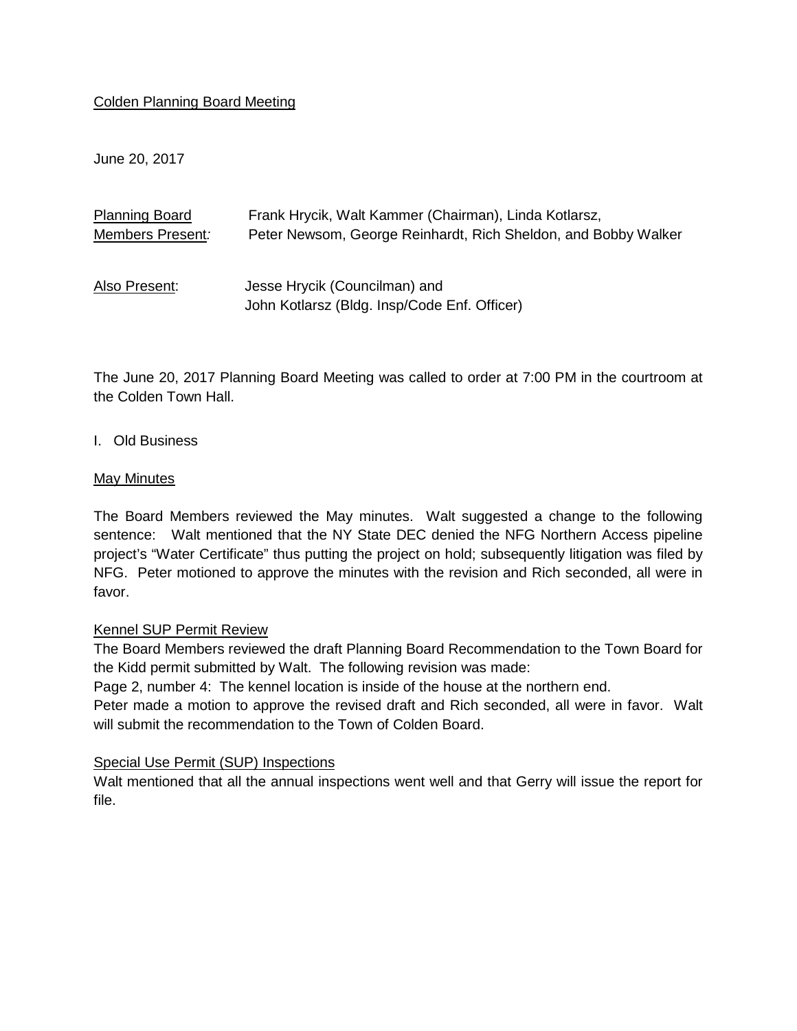Colden Planning Board Meeting

June 20, 2017

| Planning Board Members Present: | Frank Hrycik, Walt Kammer (Chairman), Linda Kotlarsz, Peter Newsom, George Reinhardt, Rich Sheldon, and Bobby Walker |
|---|---|
| Also Present: | Jesse Hrycik (Councilman) and John Kotlarsz (Bldg. Insp/Code Enf. Officer) |

The June 20, 2017 Planning Board Meeting was called to order at 7:00 PM in the courtroom at the Colden Town Hall.

I. Old Business

May Minutes

The Board Members reviewed the May minutes. Walt suggested a change to the following sentence: Walt mentioned that the NY State DEC denied the NFG Northern Access pipeline project's "Water Certificate" thus putting the project on hold; subsequently litigation was filed by NFG. Peter motioned to approve the minutes with the revision and Rich seconded, all were in favor.

Kennel SUP Permit Review

The Board Members reviewed the draft Planning Board Recommendation to the Town Board for the Kidd permit submitted by Walt. The following revision was made:

Page 2, number 4: The kennel location is inside of the house at the northern end.

Peter made a motion to approve the revised draft and Rich seconded, all were in favor. Walt will submit the recommendation to the Town of Colden Board.

Special Use Permit (SUP) Inspections

Walt mentioned that all the annual inspections went well and that Gerry will issue the report for file.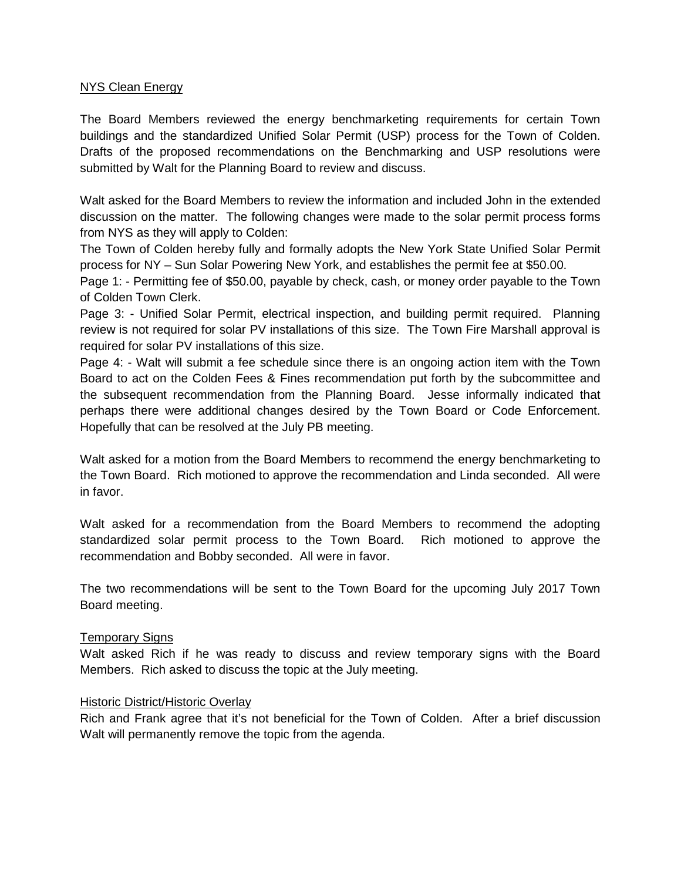NYS Clean Energy

The Board Members reviewed the energy benchmarketing requirements for certain Town buildings and the standardized Unified Solar Permit (USP) process for the Town of Colden. Drafts of the proposed recommendations on the Benchmarking and USP resolutions were submitted by Walt for the Planning Board to review and discuss.

Walt asked for the Board Members to review the information and included John in the extended discussion on the matter. The following changes were made to the solar permit process forms from NYS as they will apply to Colden:
The Town of Colden hereby fully and formally adopts the New York State Unified Solar Permit process for NY – Sun Solar Powering New York, and establishes the permit fee at $50.00.
Page 1: - Permitting fee of $50.00, payable by check, cash, or money order payable to the Town of Colden Town Clerk.
Page 3: - Unified Solar Permit, electrical inspection, and building permit required. Planning review is not required for solar PV installations of this size. The Town Fire Marshall approval is required for solar PV installations of this size.
Page 4: - Walt will submit a fee schedule since there is an ongoing action item with the Town Board to act on the Colden Fees & Fines recommendation put forth by the subcommittee and the subsequent recommendation from the Planning Board. Jesse informally indicated that perhaps there were additional changes desired by the Town Board or Code Enforcement. Hopefully that can be resolved at the July PB meeting.

Walt asked for a motion from the Board Members to recommend the energy benchmarketing to the Town Board. Rich motioned to approve the recommendation and Linda seconded. All were in favor.

Walt asked for a recommendation from the Board Members to recommend the adopting standardized solar permit process to the Town Board. Rich motioned to approve the recommendation and Bobby seconded. All were in favor.

The two recommendations will be sent to the Town Board for the upcoming July 2017 Town Board meeting.

Temporary Signs
Walt asked Rich if he was ready to discuss and review temporary signs with the Board Members. Rich asked to discuss the topic at the July meeting.

Historic District/Historic Overlay
Rich and Frank agree that it's not beneficial for the Town of Colden. After a brief discussion Walt will permanently remove the topic from the agenda.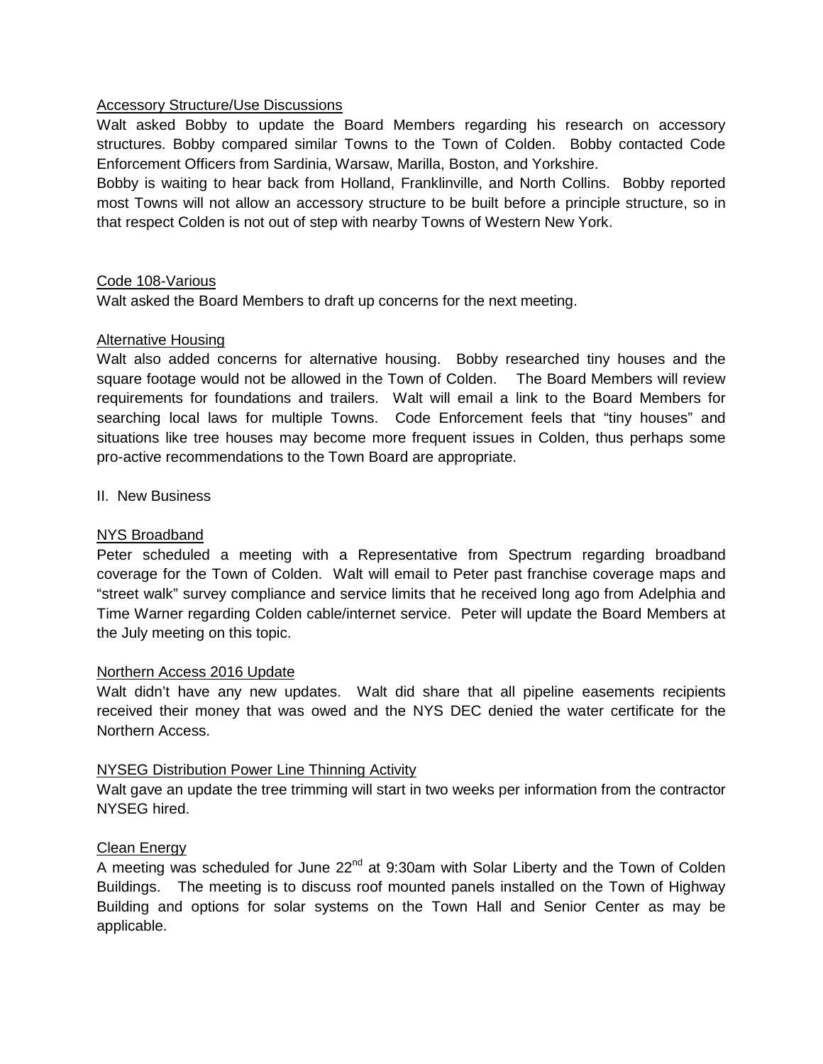Accessory Structure/Use Discussions

Walt asked Bobby to update the Board Members regarding his research on accessory structures. Bobby compared similar Towns to the Town of Colden. Bobby contacted Code Enforcement Officers from Sardinia, Warsaw, Marilla, Boston, and Yorkshire.

Bobby is waiting to hear back from Holland, Franklinville, and North Collins. Bobby reported most Towns will not allow an accessory structure to be built before a principle structure, so in that respect Colden is not out of step with nearby Towns of Western New York.

Code 108-Various

Walt asked the Board Members to draft up concerns for the next meeting.

Alternative Housing

Walt also added concerns for alternative housing. Bobby researched tiny houses and the square footage would not be allowed in the Town of Colden. The Board Members will review requirements for foundations and trailers. Walt will email a link to the Board Members for searching local laws for multiple Towns. Code Enforcement feels that "tiny houses" and situations like tree houses may become more frequent issues in Colden, thus perhaps some pro-active recommendations to the Town Board are appropriate.

II. New Business

NYS Broadband

Peter scheduled a meeting with a Representative from Spectrum regarding broadband coverage for the Town of Colden. Walt will email to Peter past franchise coverage maps and "street walk" survey compliance and service limits that he received long ago from Adelphia and Time Warner regarding Colden cable/internet service. Peter will update the Board Members at the July meeting on this topic.

Northern Access 2016 Update

Walt didn't have any new updates. Walt did share that all pipeline easements recipients received their money that was owed and the NYS DEC denied the water certificate for the Northern Access.

NYSEG Distribution Power Line Thinning Activity

Walt gave an update the tree trimming will start in two weeks per information from the contractor NYSEG hired.

Clean Energy

A meeting was scheduled for June 22nd at 9:30am with Solar Liberty and the Town of Colden Buildings. The meeting is to discuss roof mounted panels installed on the Town of Highway Building and options for solar systems on the Town Hall and Senior Center as may be applicable.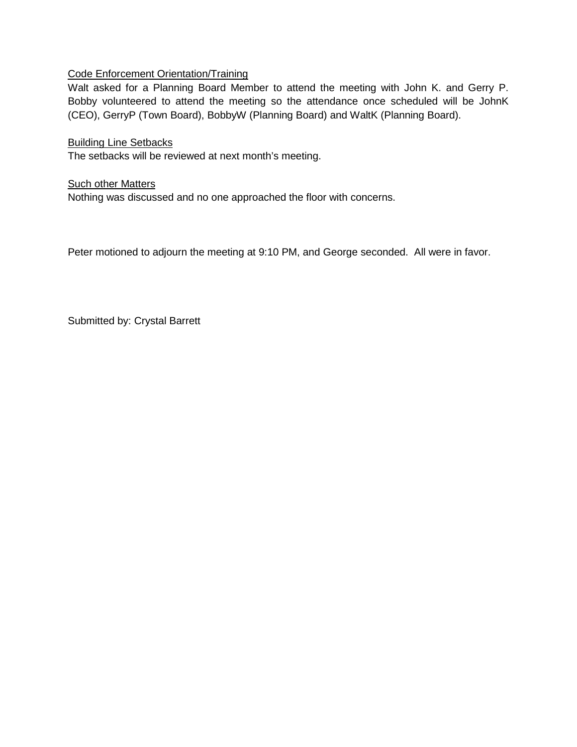<u>Code Enforcement Orientation/Training</u>

Walt asked for a Planning Board Member to attend the meeting with John K. and Gerry P. Bobby volunteered to attend the meeting so the attendance once scheduled will be JohnK (CEO), GerryP (Town Board), BobbyW (Planning Board) and WaltK (Planning Board).

<u>Building Line Setbacks</u>

The setbacks will be reviewed at next month's meeting.

<u>Such other Matters</u>

Nothing was discussed and no one approached the floor with concerns.

Peter motioned to adjourn the meeting at 9:10 PM, and George seconded. All were in favor.

Submitted by: Crystal Barrett